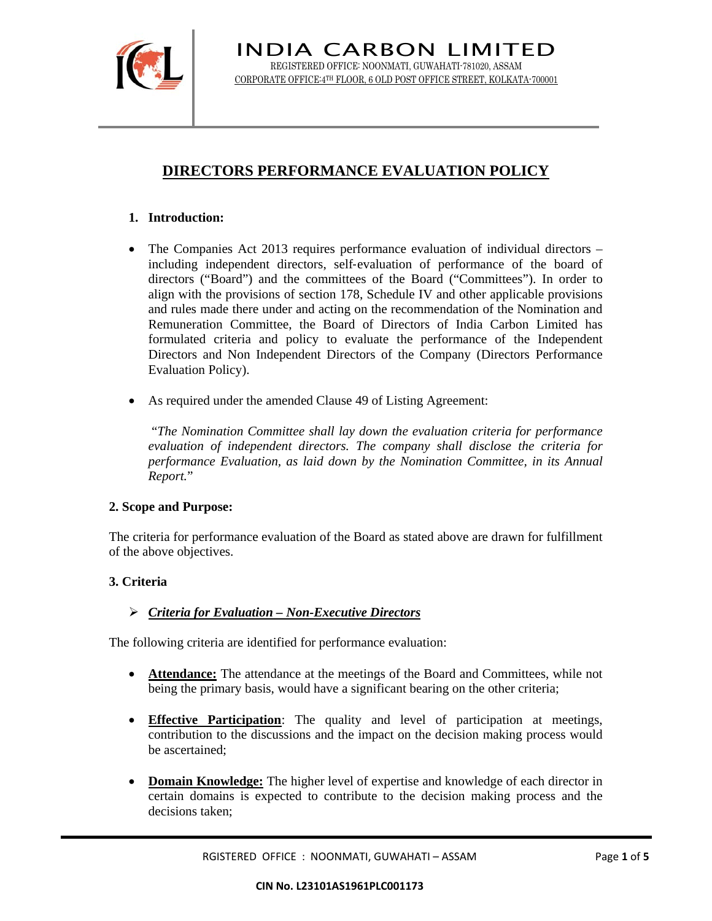# INDIA CARBON LIMITED

REGISTERED OFFICE: NOONMATI, GUWAHATI-781020, ASSAM

CORPORATE OFFICE:4TH FLOOR, 6 OLD POST OFFICE STREET, KOLKATA-700001

## DIRECTORS PERFORMANCE EVALUATION POLICY

### 1. Introduction:

- The Companies Act 2013 requires performance evaluation of individual directors – including independent directors, self-evaluation of performance of the board of directors ("Board") and the committees of the Board ("Committees"). In order to align with the provisions of section 178, Schedule IV and other applicable provisions and rules made there under and acting on the recommendation of the Nomination and Remuneration Committee, the Board of Directors of India Carbon Limited has formulated criteria and policy to evaluate the performance of the Independent Directors and Non Independent Directors of the Company (Directors Performance Evaluation Policy).

- As required under the amended Clause 49 of Listing Agreement:

  "*The Nomination Committee shall lay down the evaluation criteria for performance evaluation of independent directors. The company shall disclose the criteria for performance Evaluation, as laid down by the Nomination Committee, in its Annual Report.*"

### 2. Scope and Purpose:

The criteria for performance evaluation of the Board as stated above are drawn for fulfillment of the above objectives.

### 3. Criteria

- ***Criteria for Evaluation – Non-Executive Directors***

The following criteria are identified for performance evaluation:

- **Attendance:** The attendance at the meetings of the Board and Committees, while not being the primary basis, would have a significant bearing on the other criteria;

- **Effective Participation**: The quality and level of participation at meetings, contribution to the discussions and the impact on the decision making process would be ascertained;

- **Domain Knowledge:** The higher level of expertise and knowledge of each director in certain domains is expected to contribute to the decision making process and the decisions taken;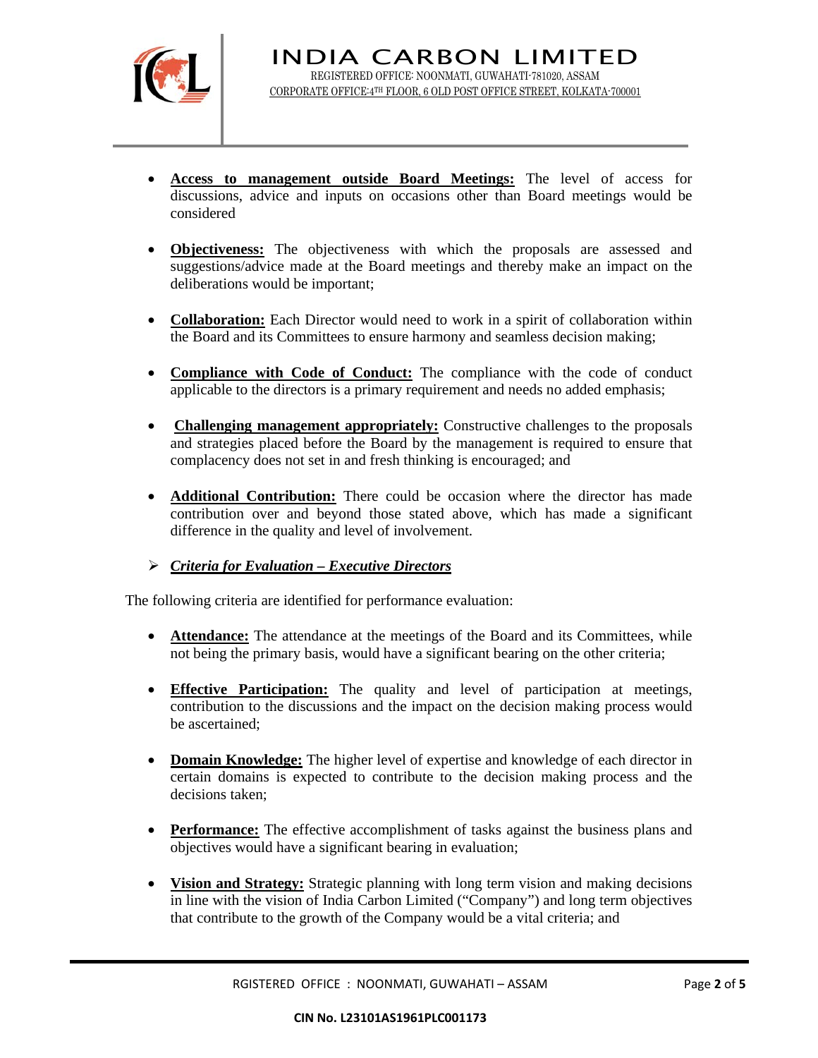- **Access to management outside Board Meetings:** The level of access for discussions, advice and inputs on occasions other than Board meetings would be considered

- **Objectiveness:** The objectiveness with which the proposals are assessed and suggestions/advice made at the Board meetings and thereby make an impact on the deliberations would be important;

- **Collaboration:** Each Director would need to work in a spirit of collaboration within the Board and its Committees to ensure harmony and seamless decision making;

- **Compliance with Code of Conduct:** The compliance with the code of conduct applicable to the directors is a primary requirement and needs no added emphasis;

- **Challenging management appropriately:** Constructive challenges to the proposals and strategies placed before the Board by the management is required to ensure that complacency does not set in and fresh thinking is encouraged; and

- **Additional Contribution:** There could be occasion where the director has made contribution over and beyond those stated above, which has made a significant difference in the quality and level of involvement.

➢ ***Criteria for Evaluation – Executive Directors***

The following criteria are identified for performance evaluation:

- **Attendance:** The attendance at the meetings of the Board and its Committees, while not being the primary basis, would have a significant bearing on the other criteria;

- **Effective Participation:** The quality and level of participation at meetings, contribution to the discussions and the impact on the decision making process would be ascertained;

- **Domain Knowledge:** The higher level of expertise and knowledge of each director in certain domains is expected to contribute to the decision making process and the decisions taken;

- **Performance:** The effective accomplishment of tasks against the business plans and objectives would have a significant bearing in evaluation;

- **Vision and Strategy:** Strategic planning with long term vision and making decisions in line with the vision of India Carbon Limited ("Company") and long term objectives that contribute to the growth of the Company would be a vital criteria; and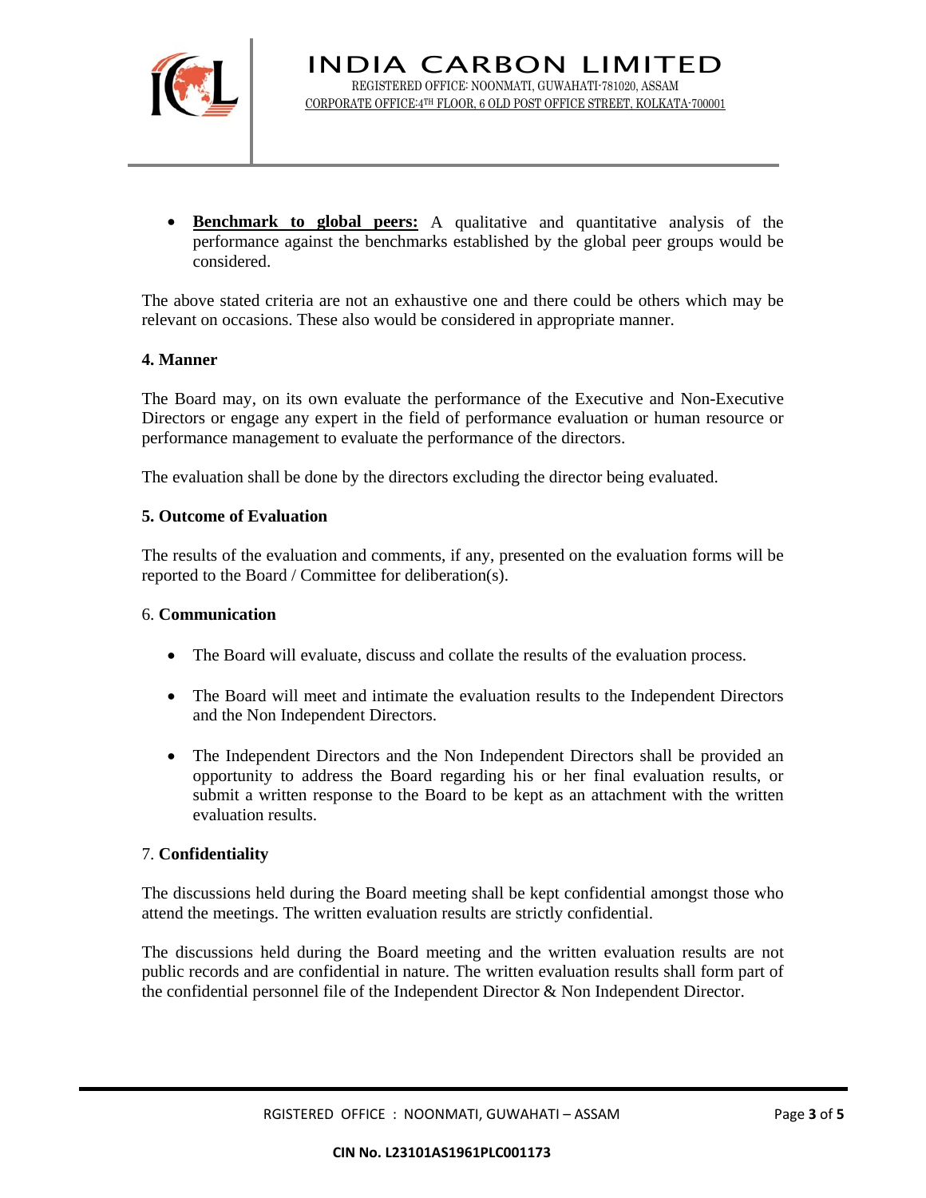- **Benchmark to global peers:** A qualitative and quantitative analysis of the performance against the benchmarks established by the global peer groups would be considered.

The above stated criteria are not an exhaustive one and there could be others which may be relevant on occasions. These also would be considered in appropriate manner.

**4. Manner**

The Board may, on its own evaluate the performance of the Executive and Non-Executive Directors or engage any expert in the field of performance evaluation or human resource or performance management to evaluate the performance of the directors.

The evaluation shall be done by the directors excluding the director being evaluated.

**5. Outcome of Evaluation**

The results of the evaluation and comments, if any, presented on the evaluation forms will be reported to the Board / Committee for deliberation(s).

6. **Communication**

- The Board will evaluate, discuss and collate the results of the evaluation process.
- The Board will meet and intimate the evaluation results to the Independent Directors and the Non Independent Directors.
- The Independent Directors and the Non Independent Directors shall be provided an opportunity to address the Board regarding his or her final evaluation results, or submit a written response to the Board to be kept as an attachment with the written evaluation results.

7. **Confidentiality**

The discussions held during the Board meeting shall be kept confidential amongst those who attend the meetings. The written evaluation results are strictly confidential.

The discussions held during the Board meeting and the written evaluation results are not public records and are confidential in nature. The written evaluation results shall form part of the confidential personnel file of the Independent Director & Non Independent Director.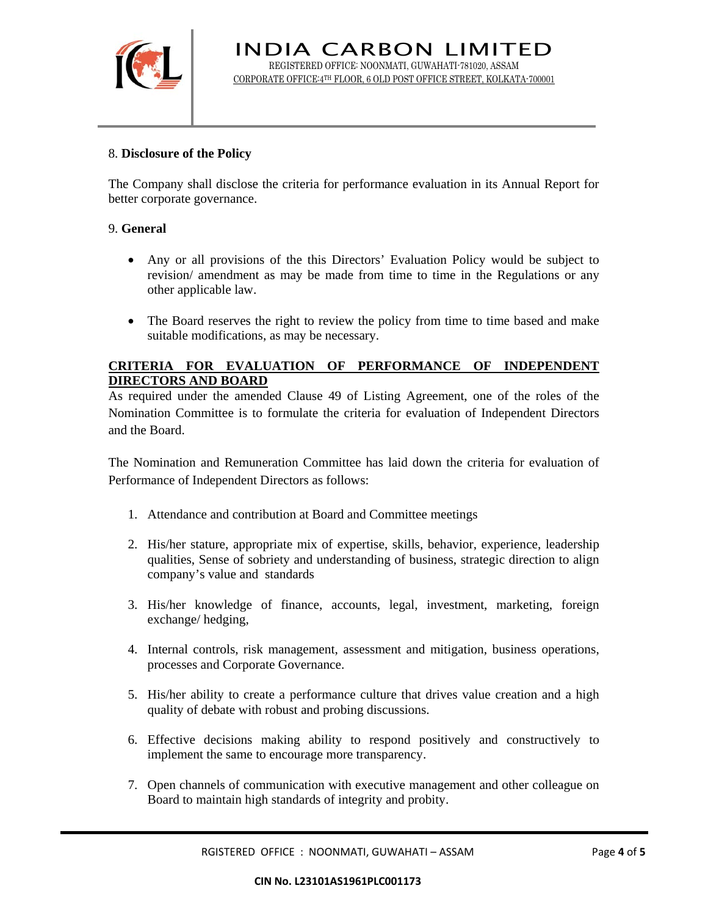8. **Disclosure of the Policy**

The Company shall disclose the criteria for performance evaluation in its Annual Report for better corporate governance.

9. **General**

- Any or all provisions of the this Directors' Evaluation Policy would be subject to revision/ amendment as may be made from time to time in the Regulations or any other applicable law.

- The Board reserves the right to review the policy from time to time based and make suitable modifications, as may be necessary.

**CRITERIA FOR EVALUATION OF PERFORMANCE OF INDEPENDENT DIRECTORS AND BOARD**

As required under the amended Clause 49 of Listing Agreement, one of the roles of the Nomination Committee is to formulate the criteria for evaluation of Independent Directors and the Board.

The Nomination and Remuneration Committee has laid down the criteria for evaluation of Performance of Independent Directors as follows:

1. Attendance and contribution at Board and Committee meetings

2. His/her stature, appropriate mix of expertise, skills, behavior, experience, leadership qualities, Sense of sobriety and understanding of business, strategic direction to align company's value and standards

3. His/her knowledge of finance, accounts, legal, investment, marketing, foreign exchange/ hedging,

4. Internal controls, risk management, assessment and mitigation, business operations, processes and Corporate Governance.

5. His/her ability to create a performance culture that drives value creation and a high quality of debate with robust and probing discussions.

6. Effective decisions making ability to respond positively and constructively to implement the same to encourage more transparency.

7. Open channels of communication with executive management and other colleague on Board to maintain high standards of integrity and probity.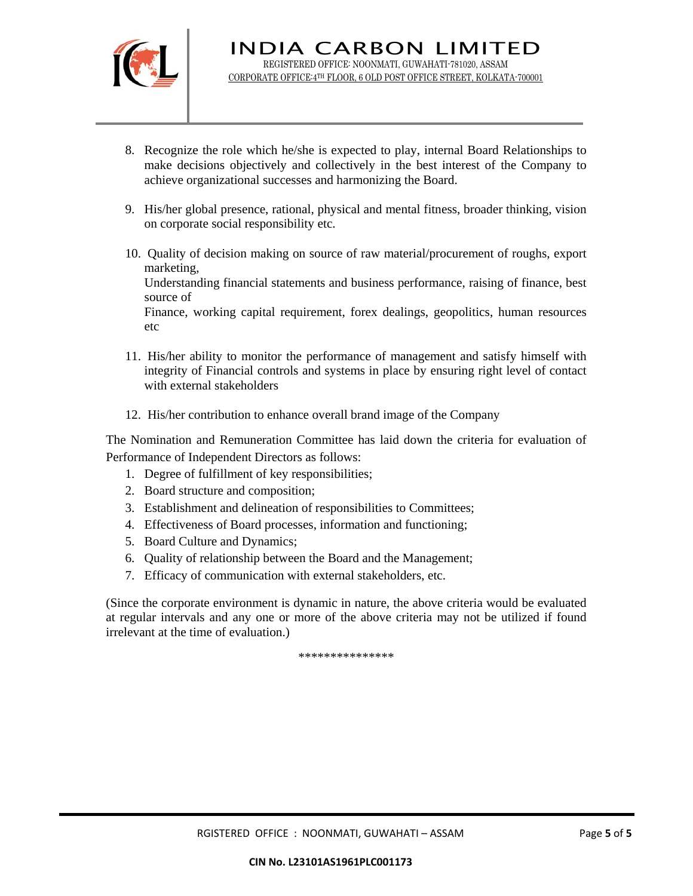8. Recognize the role which he/she is expected to play, internal Board Relationships to make decisions objectively and collectively in the best interest of the Company to achieve organizational successes and harmonizing the Board.

9. His/her global presence, rational, physical and mental fitness, broader thinking, vision on corporate social responsibility etc.

10. Quality of decision making on source of raw material/procurement of roughs, export marketing,
    Understanding financial statements and business performance, raising of finance, best source of
    Finance, working capital requirement, forex dealings, geopolitics, human resources etc

11. His/her ability to monitor the performance of management and satisfy himself with integrity of Financial controls and systems in place by ensuring right level of contact with external stakeholders

12. His/her contribution to enhance overall brand image of the Company

The Nomination and Remuneration Committee has laid down the criteria for evaluation of Performance of Independent Directors as follows:

1. Degree of fulfillment of key responsibilities;
2. Board structure and composition;
3. Establishment and delineation of responsibilities to Committees;
4. Effectiveness of Board processes, information and functioning;
5. Board Culture and Dynamics;
6. Quality of relationship between the Board and the Management;
7. Efficacy of communication with external stakeholders, etc.

(Since the corporate environment is dynamic in nature, the above criteria would be evaluated at regular intervals and any one or more of the above criteria may not be utilized if found irrelevant at the time of evaluation.)

***************